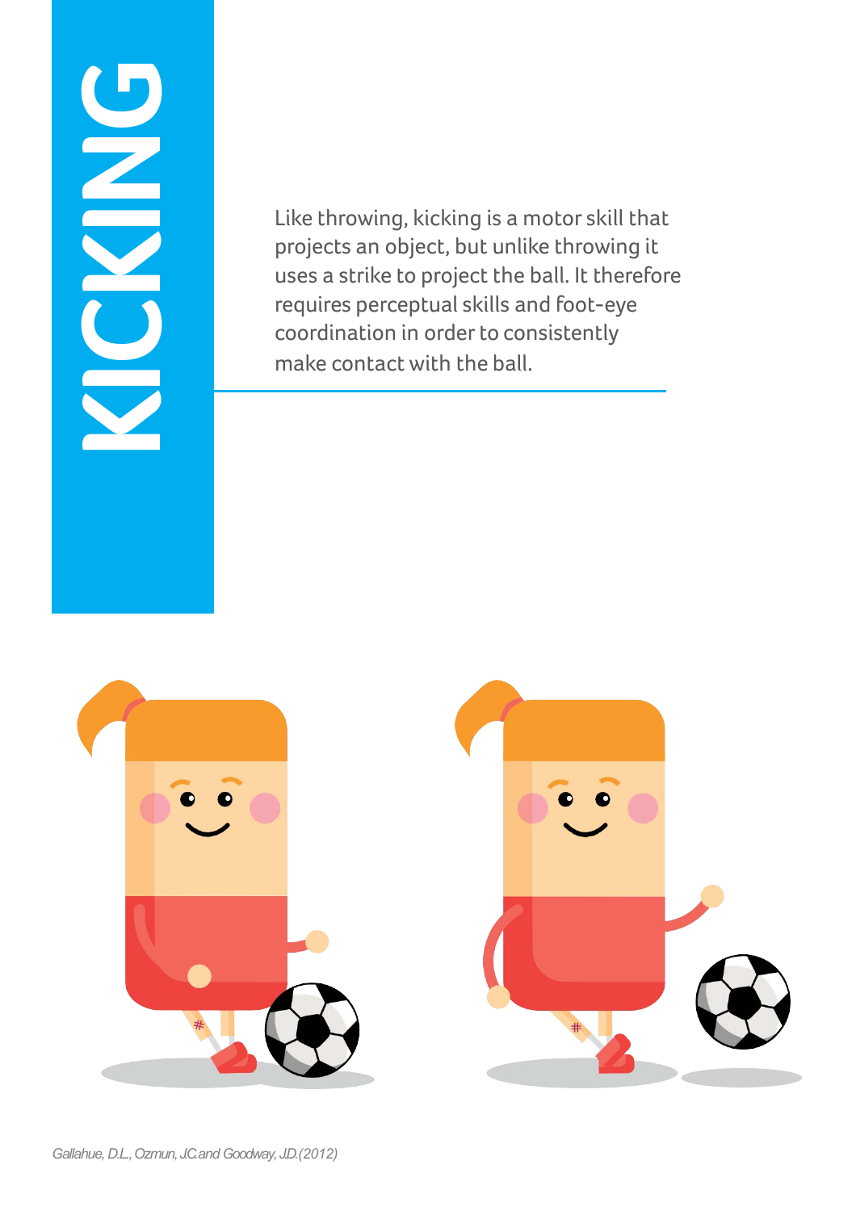# KICKING

Like throwing, kicking is a motor skill that projects an object, but unlike throwing it uses a strike to project the ball. It therefore requires perceptual skills and foot-eye coordination in order to consistently make contact with the ball.

*Gallahue, D.L., Ozmun, J.C. and Goodway, J.D. (2012)*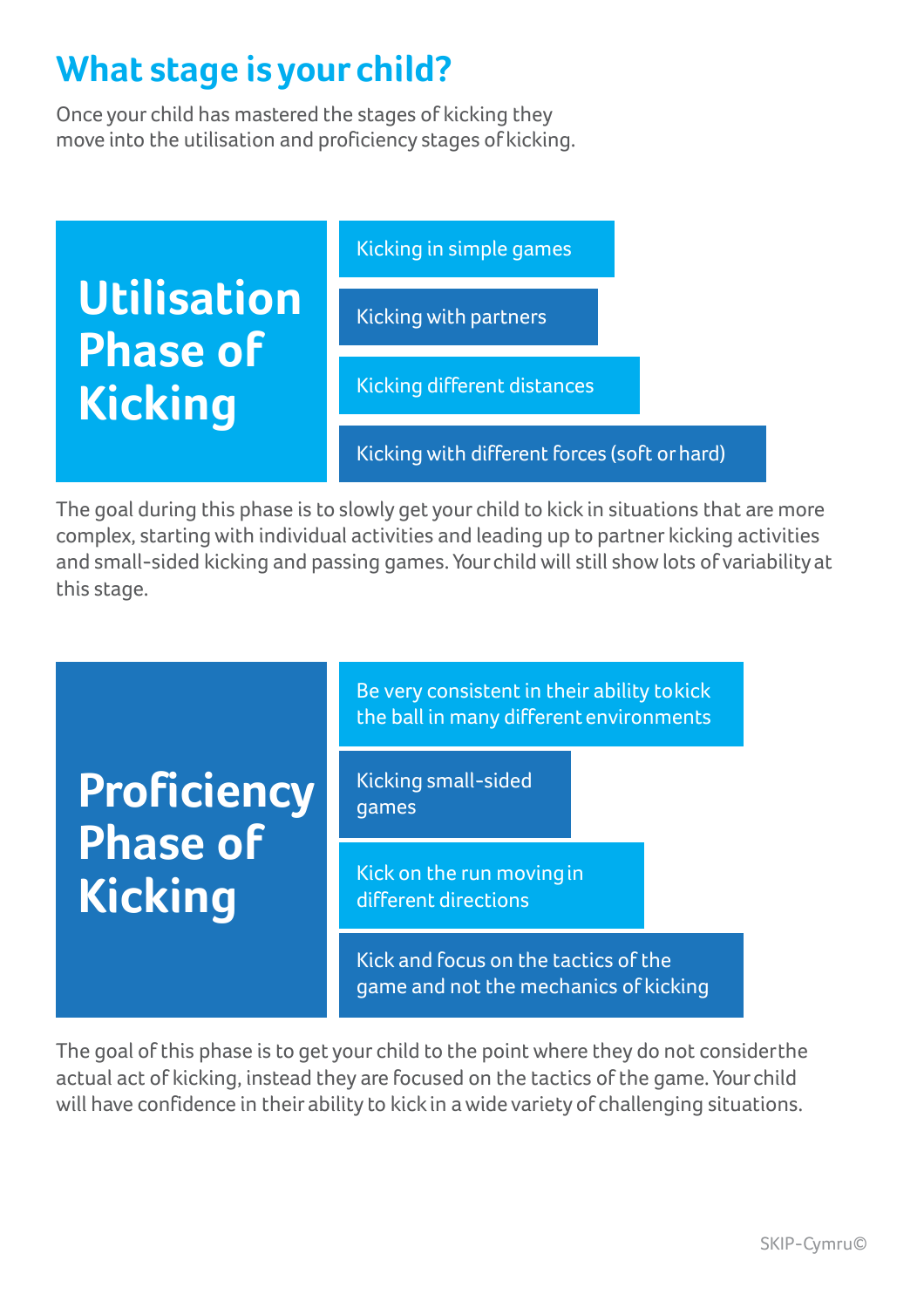# What stage is your child?

Once your child has mastered the stages of kicking they move into the utilisation and proficiency stages of kicking.

## Utilisation Phase of Kicking

- Kicking in simple games
- Kicking with partners
- Kicking different distances
- Kicking with different forces (soft or hard)

The goal during this phase is to slowly get your child to kick in situations that are more complex, starting with individual activities and leading up to partner kicking activities and small-sided kicking and passing games. Your child will still show lots of variability at this stage.

## Proficiency Phase of Kicking

- Be very consistent in their ability to kick the ball in many different environments
- Kicking small-sided games
- Kick on the run moving in different directions
- Kick and focus on the tactics of the game and not the mechanics of kicking

The goal of this phase is to get your child to the point where they do not consider the actual act of kicking, instead they are focused on the tactics of the game. Your child will have confidence in their ability to kick in a wide variety of challenging situations.

SKIP-Cymru©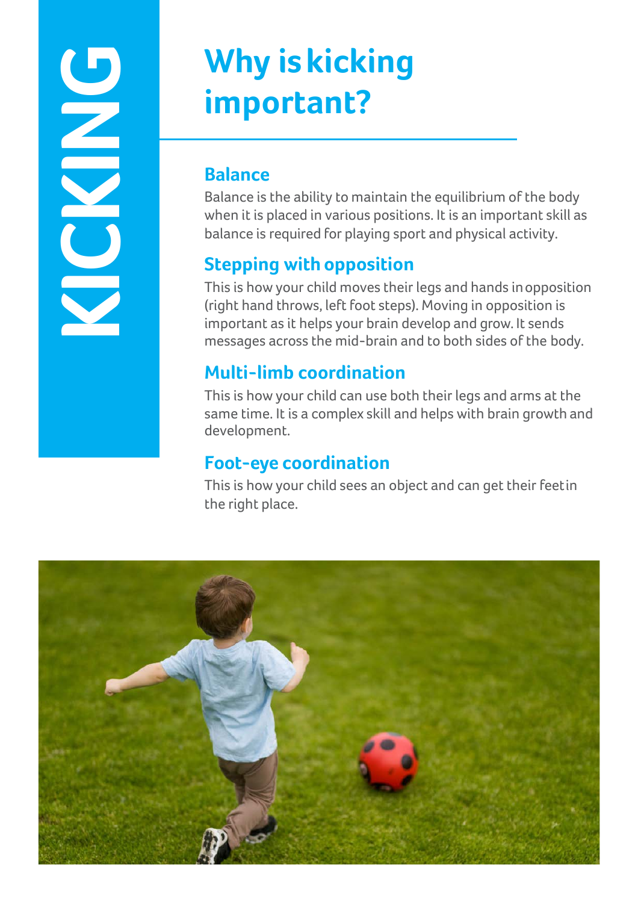# KICKING

## Why is kicking important?

### Balance

Balance is the ability to maintain the equilibrium of the body when it is placed in various positions. It is an important skill as balance is required for playing sport and physical activity.

### Stepping with opposition

This is how your child moves their legs and hands in opposition (right hand throws, left foot steps). Moving in opposition is important as it helps your brain develop and grow. It sends messages across the mid-brain and to both sides of the body.

### Multi-limb coordination

This is how your child can use both their legs and arms at the same time. It is a complex skill and helps with brain growth and development.

### Foot-eye coordination

This is how your child sees an object and can get their feet in the right place.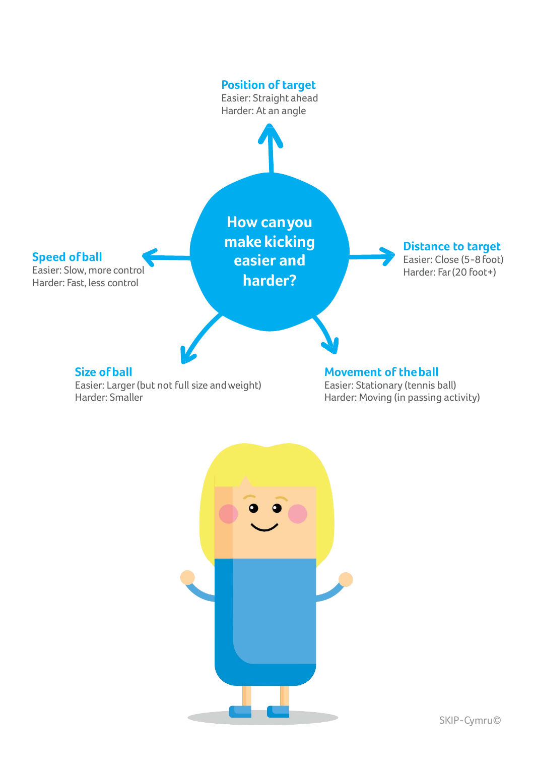# How can you make kicking easier and harder?

**Position of target**
Easier: Straight ahead
Harder: At an angle

**Distance to target**
Easier: Close (5-8 foot)
Harder: Far (20 foot+)

**Movement of the ball**
Easier: Stationary (tennis ball)
Harder: Moving (in passing activity)

**Size of ball**
Easier: Larger (but not full size and weight)
Harder: Smaller

**Speed of ball**
Easier: Slow, more control
Harder: Fast, less control

SKIP-Cymru©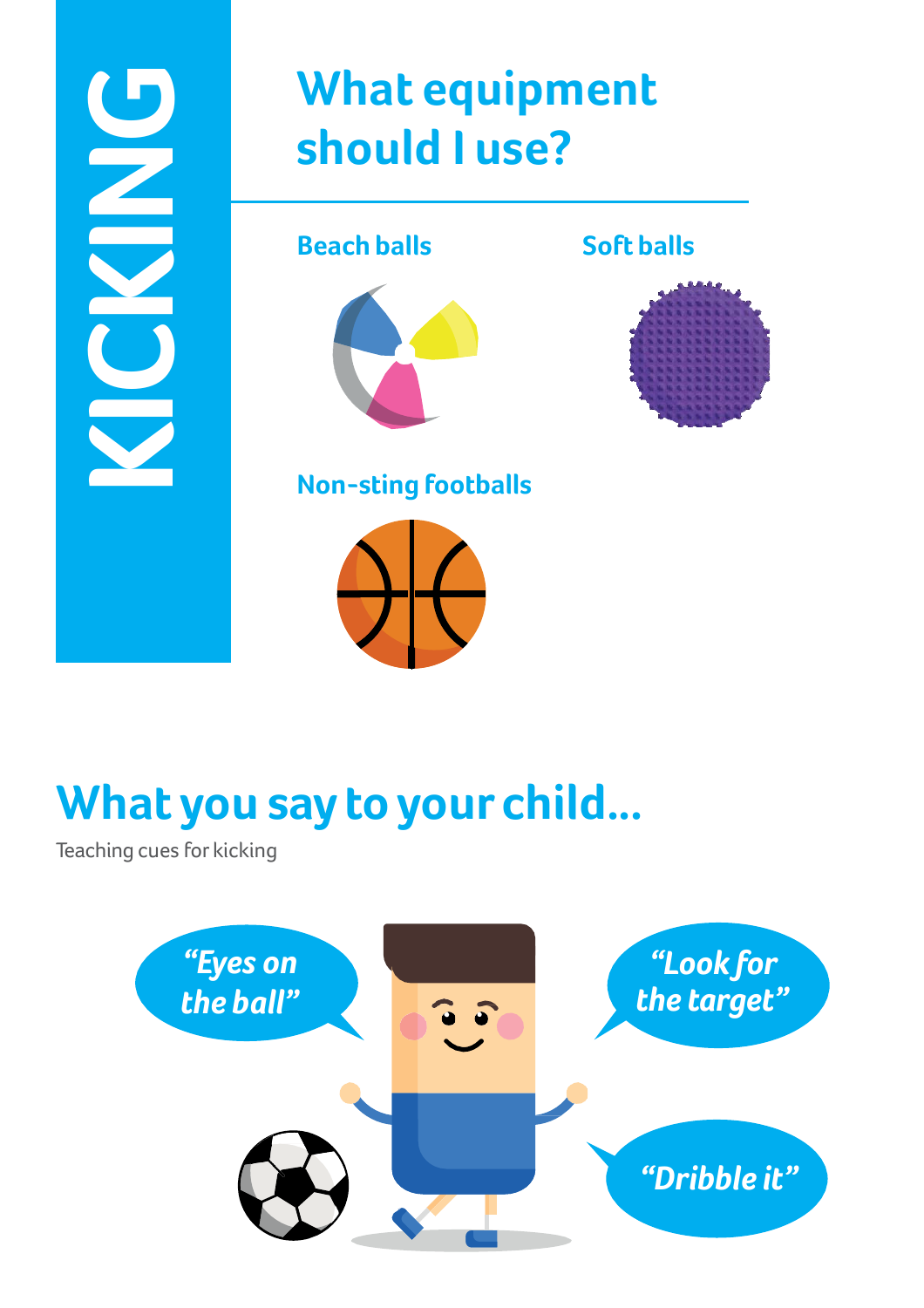# KICKING

## What equipment should I use?

**Beach balls**

**Soft balls**

**Non-sting footballs**

## What you say to your child...

Teaching cues for kicking

*"Eyes on the ball"*

*"Look for the target"*

*"Dribble it"*